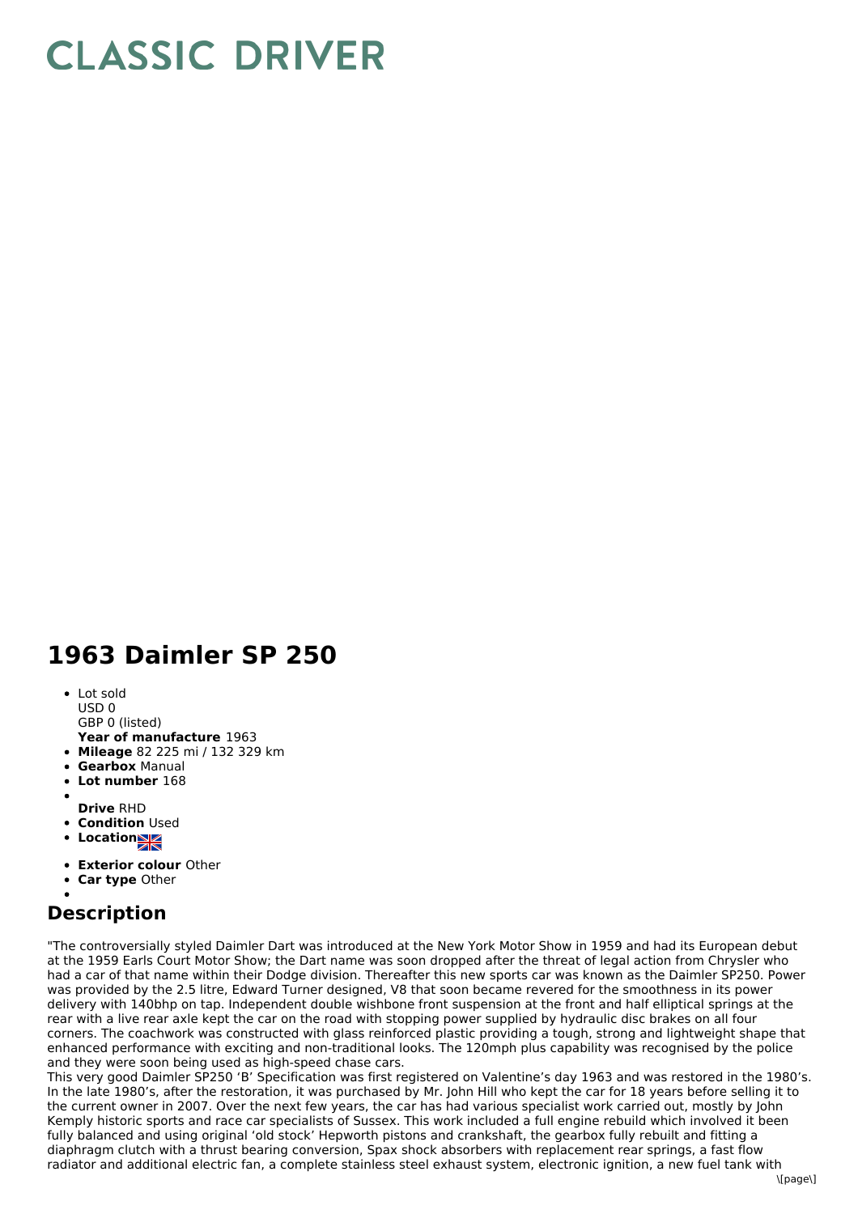# CLASSIC DRIVER

# 1963 Daimler SP 250

- Lot sold
  USD 0
  GBP 0 (listed)
  **Year of manufacture** 1963
- **Mileage** 82 225 mi / 132 329 km
- **Gearbox** Manual
- **Lot number** 168
- 
  **Drive** RHD
- **Condition** Used
- **Location**
- **Exterior colour** Other
- **Car type** Other
- 

## Description

"The controversially styled Daimler Dart was introduced at the New York Motor Show in 1959 and had its European debut at the 1959 Earls Court Motor Show; the Dart name was soon dropped after the threat of legal action from Chrysler who had a car of that name within their Dodge division. Thereafter this new sports car was known as the Daimler SP250. Power was provided by the 2.5 litre, Edward Turner designed, V8 that soon became revered for the smoothness in its power delivery with 140bhp on tap. Independent double wishbone front suspension at the front and half elliptical springs at the rear with a live rear axle kept the car on the road with stopping power supplied by hydraulic disc brakes on all four corners. The coachwork was constructed with glass reinforced plastic providing a tough, strong and lightweight shape that enhanced performance with exciting and non-traditional looks. The 120mph plus capability was recognised by the police and they were soon being used as high-speed chase cars.
This very good Daimler SP250 'B' Specification was first registered on Valentine's day 1963 and was restored in the 1980's. In the late 1980's, after the restoration, it was purchased by Mr. John Hill who kept the car for 18 years before selling it to the current owner in 2007. Over the next few years, the car has had various specialist work carried out, mostly by John Kemply historic sports and race car specialists of Sussex. This work included a full engine rebuild which involved it been fully balanced and using original 'old stock' Hepworth pistons and crankshaft, the gearbox fully rebuilt and fitting a diaphragm clutch with a thrust bearing conversion, Spax shock absorbers with replacement rear springs, a fast flow radiator and additional electric fan, a complete stainless steel exhaust system, electronic ignition, a new fuel tank with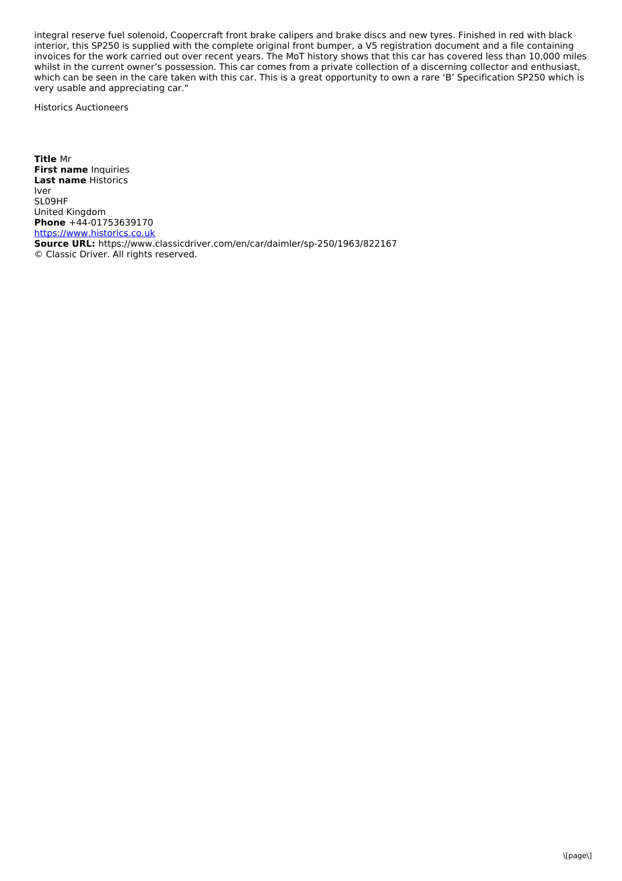integral reserve fuel solenoid, Coopercraft front brake calipers and brake discs and new tyres. Finished in red with black interior, this SP250 is supplied with the complete original front bumper, a V5 registration document and a file containing invoices for the work carried out over recent years. The MoT history shows that this car has covered less than 10,000 miles whilst in the current owner's possession. This car comes from a private collection of a discerning collector and enthusiast, which can be seen in the care taken with this car. This is a great opportunity to own a rare 'B' Specification SP250 which is very usable and appreciating car."

Historics Auctioneers

**Title** Mr
**First name** Inquiries
**Last name** Historics
Iver
SL09HF
United Kingdom
**Phone** +44-01753639170
[https://www.historics.co.uk](https://www.historics.co.uk)
**Source URL:** https://www.classicdriver.com/en/car/daimler/sp-250/1963/822167
© Classic Driver. All rights reserved.